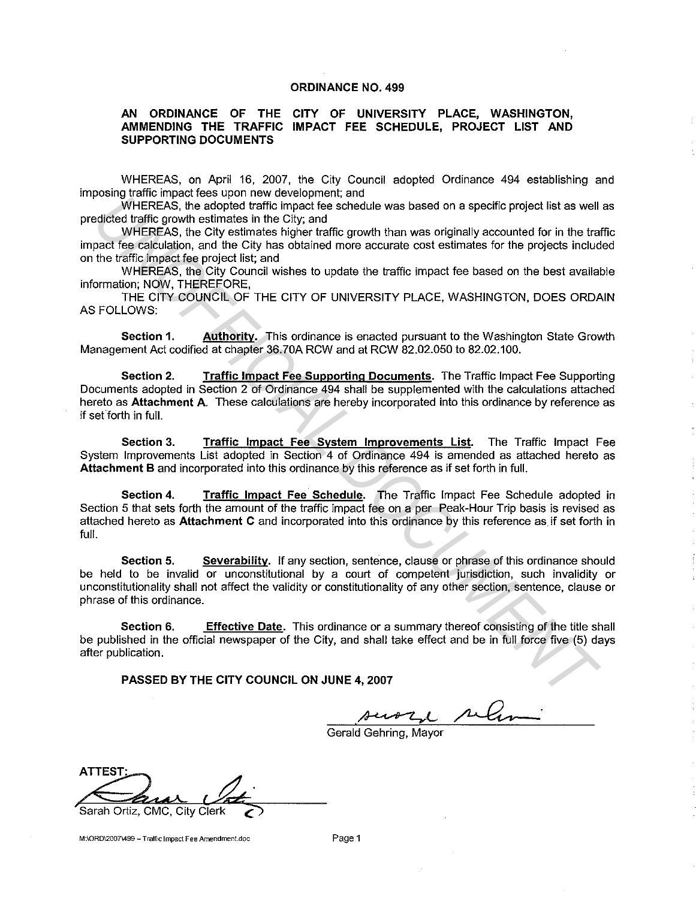# ORDINANCE NO. 499

## AN ORDINANCE OF THE CITY OF UNIVERSITY PLACE, WASHINGTON, AMMENDING THE TRAFFIC IMPACT FEE SCHEDULE, PROJECT LIST AND SUPPORTING DOCUMENTS

WHEREAS, on April 16, 2007, the City Council adopted Ordinance 494 establishing and imposing traffic impact fees upon new development; and

WHEREAS, the adopted traffic impact fee schedule was based on a specific project list as well as predicted traffic growth estimates in the City; and

WHEREAS, the City estimates higher traffic growth than was originally accounted for in the traffic impact fee calculation, and the City has obtained more accurate cost estimates for the projects included on the traffic impact fee project list; and

WHEREAS, the City Council wishes to update the traffic impact fee based on the best available information; NOW, THEREFORE,

THE CITY COUNCIL OF THE CITY OF UNIVERSITY PLACE, WASHINGTON, DOES ORDAIN AS FOLLOWS:

**Section 1.** **Authority.** This ordinance is enacted pursuant to the Washington State Growth Management Act codified at chapter 36.70A RCW and at RCW 82.02.050 to 82.02.100.

**Section 2.** **Traffic Impact Fee Supporting Documents.** The Traffic Impact Fee Supporting Documents adopted in Section 2 of Ordinance 494 shall be supplemented with the calculations attached hereto as **Attachment A**. These calculations are hereby incorporated into this ordinance by reference as if set forth in full.

**Section 3.** **Traffic Impact Fee System Improvements List.** The Traffic Impact Fee System Improvements List adopted in Section 4 of Ordinance 494 is amended as attached hereto as **Attachment B** and incorporated into this ordinance by this reference as if set forth in full.

**Section 4.** **Traffic Impact Fee Schedule.** The Traffic Impact Fee Schedule adopted in Section 5 that sets forth the amount of the traffic impact fee on a per Peak-Hour Trip basis is revised as attached hereto as **Attachment C** and incorporated into this ordinance by this reference as if set forth in full.

**Section 5.** **Severability.** If any section, sentence, clause or phrase of this ordinance should be held to be invalid or unconstitutional by a court of competent jurisdiction, such invalidity or unconstitutionality shall not affect the validity or constitutionality of any other section, sentence, clause or phrase of this ordinance.

**Section 6.** **Effective Date.** This ordinance or a summary thereof consisting of the title shall be published in the official newspaper of the City, and shall take effect and be in full force five (5) days after publication.

**PASSED BY THE CITY COUNCIL ON JUNE 4, 2007**

Gerald Gehring, Mayor

ATTEST:

Sarah Ortiz, CMC, City Clerk

M:\ORD\2007\499 – Traffic Impact Fee Amendment.doc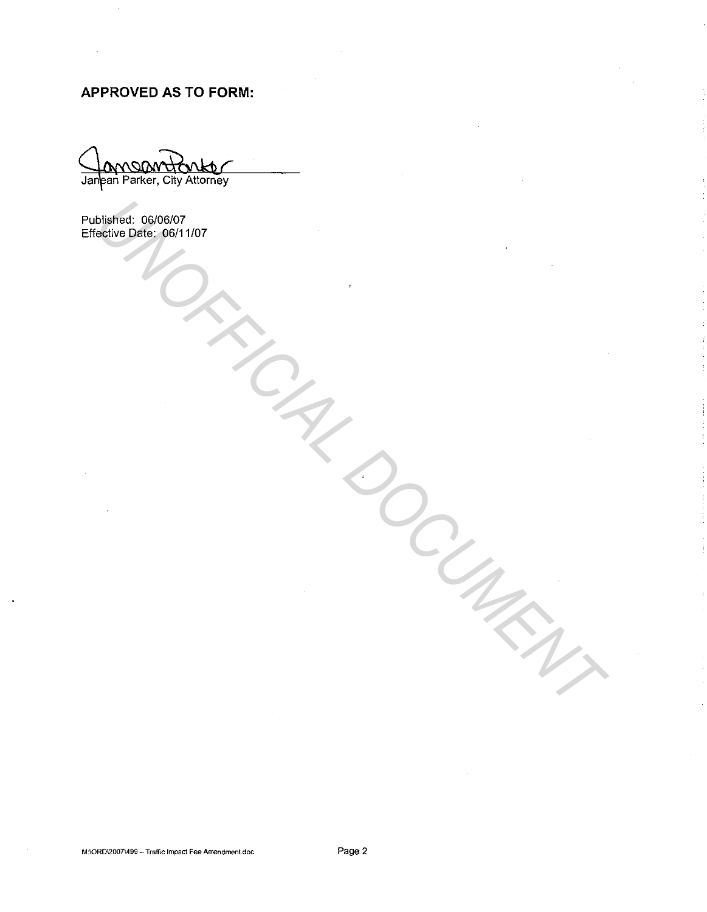**APPROVED AS TO FORM:**

Janean Parker, City Attorney

Published: 06/06/07
Effective Date: 06/11/07

UNOFFICIAL DOCUMENT

M:\ORD\2007\499 – Traffic Impact Fee Amendment.doc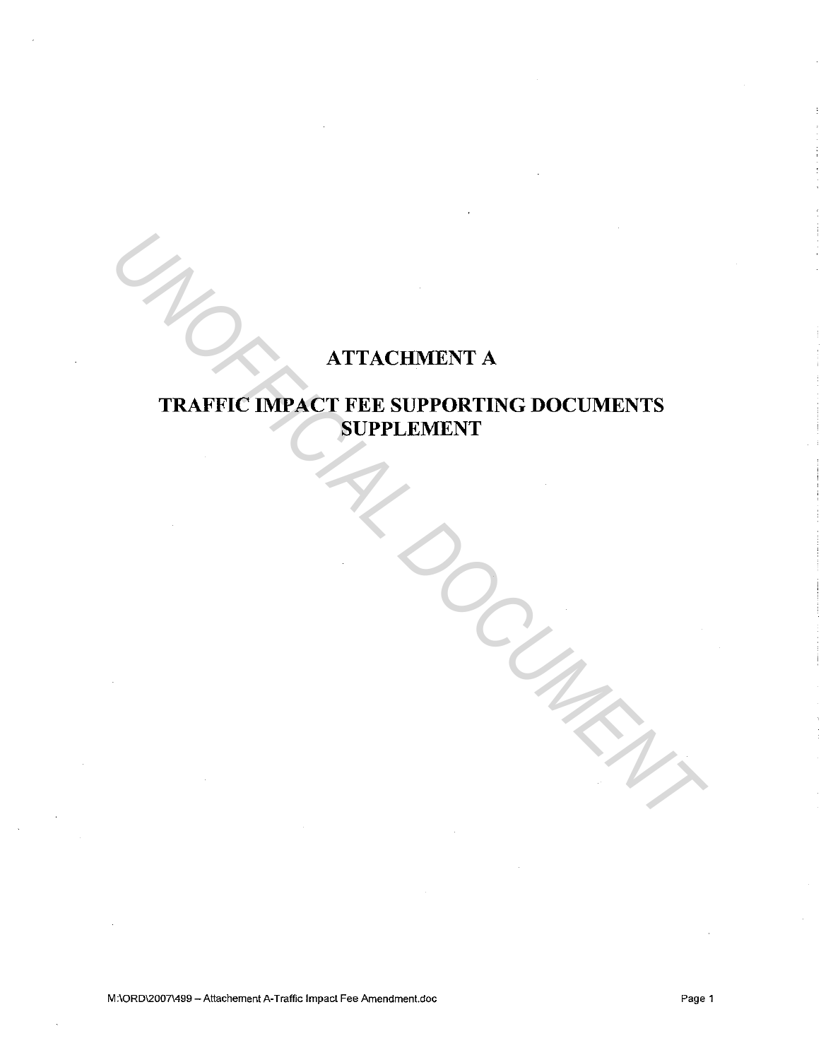# ATTACHMENT A

# TRAFFIC IMPACT FEE SUPPORTING DOCUMENTS SUPPLEMENT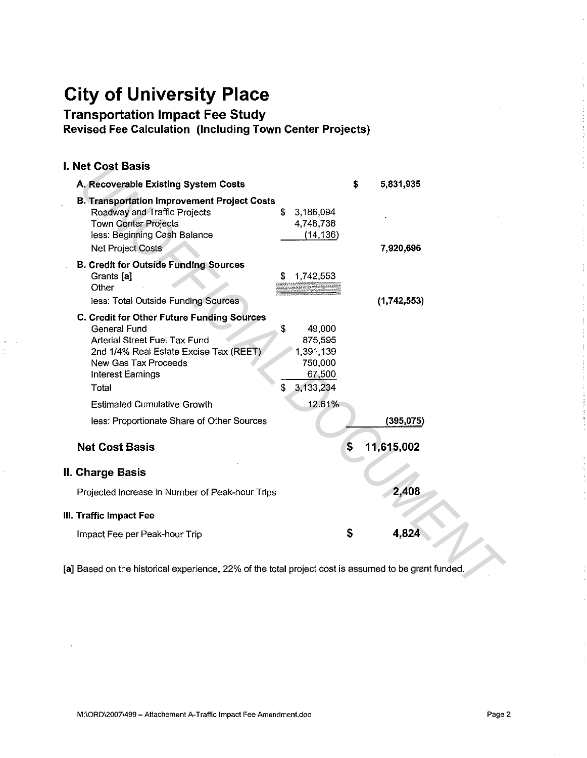# City of University Place

## Transportation Impact Fee Study

### Revised Fee Calculation (Including Town Center Projects)

### I. Net Cost Basis

| | | |
|---|---|---|
| **A. Recoverable Existing System Costs** | | **$ 5,831,935** |
| **B. Transportation Improvement Project Costs** | | |
| Roadway and Traffic Projects | $ 3,186,094 | |
| Town Center Projects | 4,748,738 | |
| less: Beginning Cash Balance | (14,136) | |
| Net Project Costs | | **7,920,696** |
| **B. Credit for Outside Funding Sources** | | |
| Grants [a] | $ 1,742,553 | |
| Other | | |
| less: Total Outside Funding Sources | | **(1,742,553)** |
| **C. Credit for Other Future Funding Sources** | | |
| General Fund | $ 49,000 | |
| Arterial Street Fuel Tax Fund | 875,595 | |
| 2nd 1/4% Real Estate Excise Tax (REET) | 1,391,139 | |
| New Gas Tax Proceeds | 750,000 | |
| Interest Earnings | 67,500 | |
| Total | $ 3,133,234 | |
| Estimated Cumulative Growth | 12.61% | |
| less: Proportionate Share of Other Sources | | **(395,075)** |
| **Net Cost Basis** | | **$ 11,615,002** |

### II. Charge Basis

| | |
|---|---|
| Projected increase in Number of Peak-hour Trips | **2,408** |

### III. Traffic Impact Fee

| | |
|---|---|
| Impact Fee per Peak-hour Trip | **$ 4,824** |

[a] Based on the historical experience, 22% of the total project cost is assumed to be grant funded.

M:\ORD\2007\499 – Attachement A-Traffic Impact Fee Amendment.doc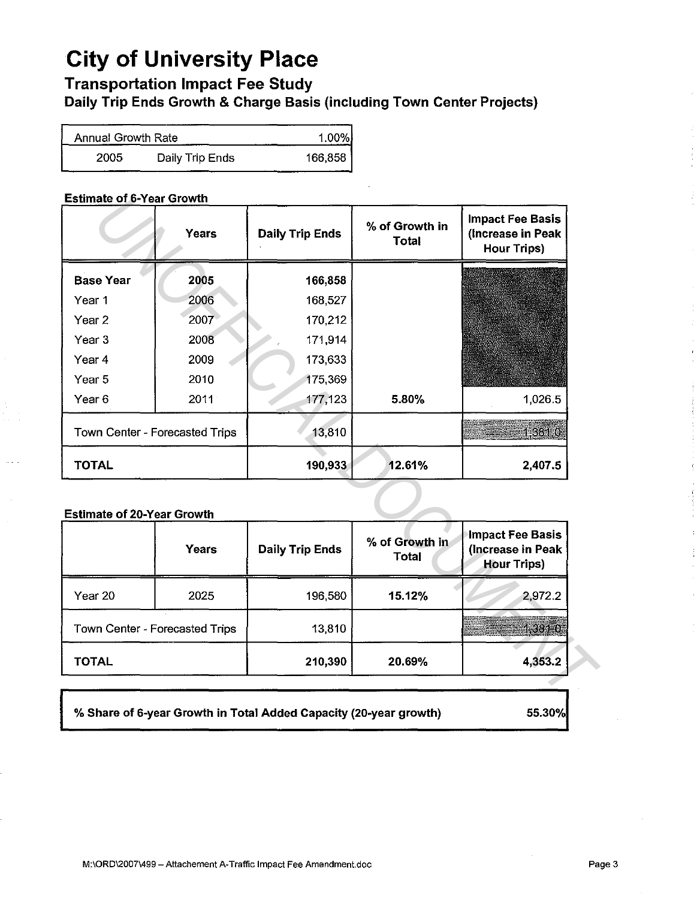# City of University Place

## Transportation Impact Fee Study

### Daily Trip Ends Growth & Charge Basis (including Town Center Projects)

| Annual Growth Rate | | 1.00% |
|---|---|---|
| 2005 | Daily Trip Ends | 166,858 |

**Estimate of 6-Year Growth**

| | Years | Daily Trip Ends | % of Growth in Total | Impact Fee Basis (Increase in Peak Hour Trips) |
|---|---|---|---|---|
| **Base Year** | **2005** | **166,858** | | |
| Year 1 | 2006 | 168,527 | | |
| Year 2 | 2007 | 170,212 | | |
| Year 3 | 2008 | 171,914 | | |
| Year 4 | 2009 | 173,633 | | |
| Year 5 | 2010 | 175,369 | | |
| Year 6 | 2011 | 177,123 | **5.80%** | 1,026.5 |
| Town Center - Forecasted Trips | | 13,810 | | 1,381.0 |
| **TOTAL** | | **190,933** | **12.61%** | **2,407.5** |

**Estimate of 20-Year Growth**

| | Years | Daily Trip Ends | % of Growth in Total | Impact Fee Basis (Increase in Peak Hour Trips) |
|---|---|---|---|---|
| Year 20 | 2025 | 196,580 | **15.12%** | 2,972.2 |
| Town Center - Forecasted Trips | | 13,810 | | 1,381.0 |
| **TOTAL** | | **210,390** | **20.69%** | **4,353.2** |

| **% Share of 6-year Growth in Total Added Capacity (20-year growth)** | **55.30%** |
|---|---|

M:\ORD\2007\499 – Attachement A-Traffic Impact Fee Amendment.doc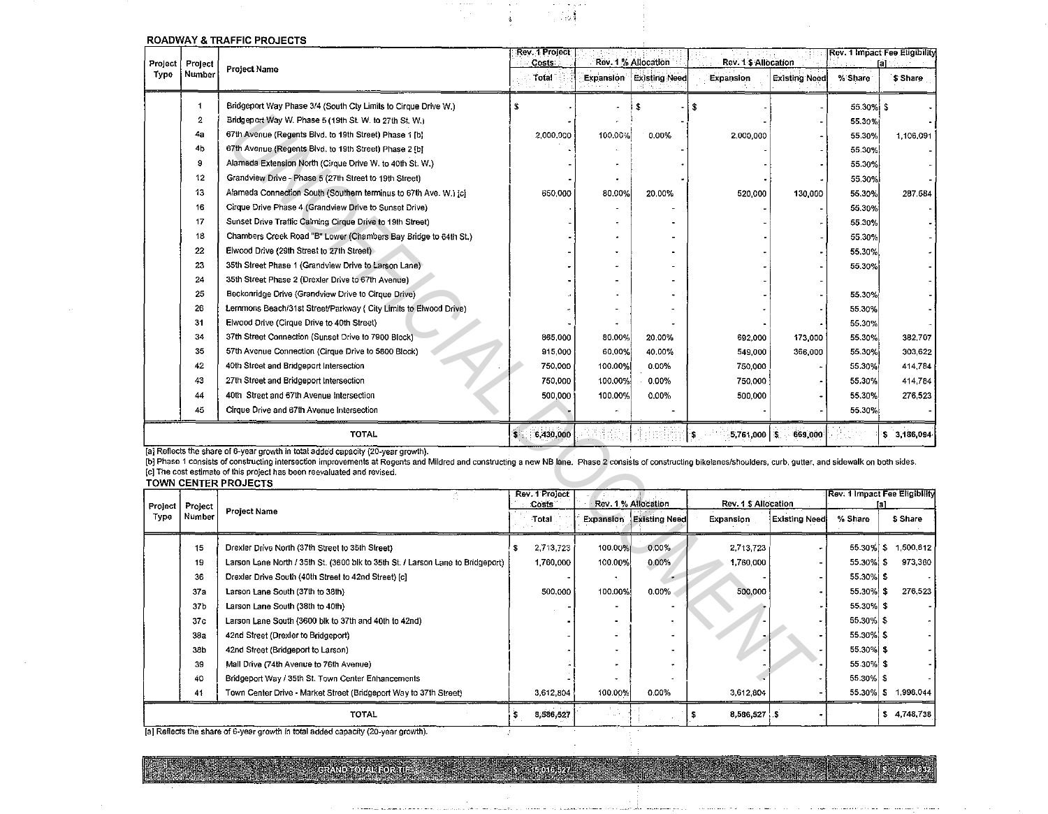### ROADWAY & TRAFFIC PROJECTS

| Project Type | Project Number | Project Name | Rev. 1 Project Costs | Rev. 1 % Allocation | | Rev. 1 $ Allocation | | Rev. 1 Impact Fee Eligibility [a] | |
|---|---|---|---|---|---|---|---|---|---|
| | | | Total | Expansion | Existing Need | Expansion | Existing Need | % Share | $ Share |
| | 1 | Bridgeport Way Phase 3/4 (South Cty Limits to Cirque Drive W.) | $ - | - | $ - | $ - | - | 55.30% | $ - |
| | 2 | Bridgeport Way W. Phase 5 (19th St. W. to 27th St. W.) | - | - | - | - | - | 55.30% | - |
| | 4a | 67th Avenue (Regents Blvd. to 19th Street) Phase 1 [b] | 2,000,000 | 100.00% | 0.00% | 2,000,000 | - | 55.30% | 1,106,091 |
| | 4b | 67th Avenue (Regents Blvd. to 19th Street) Phase 2 [b] | - | - | - | - | - | 55.30% | - |
| | 9 | Alameda Extension North (Cirque Drive W. to 40th St. W.) | - | - | - | - | - | 55.30% | - |
| | 12 | Grandview Drive - Phase 5 (27th Street to 19th Street) | - | - | - | - | - | 55.30% | - |
| | 13 | Alameda Connection South (Southern terminus to 67th Ave. W.) [c] | 650,000 | 80.00% | 20.00% | 520,000 | 130,000 | 55.30% | 287,584 |
| | 16 | Cirque Drive Phase 4 (Grandview Drive to Sunset Drive) | - | - | - | - | - | 55.30% | - |
| | 17 | Sunset Drive Traffic Calming Cirque Drive to 19th Street) | - | - | - | - | - | 55.30% | - |
| | 18 | Chambers Creek Road "B" Lower (Chambers Bay Bridge to 64th St.) | - | - | - | - | - | 55.30% | - |
| | 22 | Elwood Drive (29th Street to 27th Street) | - | - | - | - | - | 55.30% | - |
| | 23 | 35th Street Phase 1 (Grandview Drive to Larson Lane) | - | - | - | - | - | 55.30% | - |
| | 24 | 35th Street Phase 2 (Drexler Drive to 67th Avenue) | - | - | - | - | - | | - |
| | 25 | Beckonridge Drive (Grandview Drive to Cirque Drive) | - | - | - | - | - | 55.30% | - |
| | 26 | Lemmons Beach/31st Street/Parkway ( City Limits to Elwood Drive) | - | - | - | - | - | 55.30% | - |
| | 31 | Elwood Drive (Cirque Drive to 40th Street) | - | - | - | - | - | 55.30% | - |
| | 34 | 37th Street Connection (Sunset Drive to 7900 Block) | 865,000 | 80.00% | 20.00% | 692,000 | 173,000 | 55.30% | 382,707 |
| | 35 | 57th Avenue Connection (Cirque Drive to 5800 Block) | 915,000 | 60.00% | 40.00% | 549,000 | 366,000 | 55.30% | 303,622 |
| | 42 | 40th Street and Bridgeport Intersection | 750,000 | 100.00% | 0.00% | 750,000 | - | 55.30% | 414,784 |
| | 43 | 27th Street and Bridgeport Intersection | 750,000 | 100.00% | 0.00% | 750,000 | - | 55.30% | 414,784 |
| | 44 | 40th Street and 67th Avenue Intersection | 500,000 | 100.00% | 0.00% | 500,000 | - | 55.30% | 276,523 |
| | 45 | Cirque Drive and 67th Avenue Intersection | - | - | - | - | - | 55.30% | - |
| | | **TOTAL** | $ 6,430,000 | | | $ 5,761,000 | $ 669,000 | | $ 3,186,094 |

[a] Reflects the share of 6-year growth in total added capacity (20-year growth).
[b] Phase 1 consists of constructing intersection improvements at Regents and Mildred and constructing a new NB lane. Phase 2 consists of constructing bikelanes/shoulders, curb, gutter, and sidewalk on both sides.
[c] The cost estimate of this project has been reevaluated and revised.

### TOWN CENTER PROJECTS

| Project Type | Project Number | Project Name | Rev. 1 Project Costs | Rev. 1 % Allocation | | Rev. 1 $ Allocation | | Rev. 1 Impact Fee Eligibility [a] | |
|---|---|---|---|---|---|---|---|---|---|
| | | | Total | Expansion | Existing Need | Expansion | Existing Need | % Share | $ Share |
| | 15 | Drexler Drive North (37th Street to 35th Street) | $ 2,713,723 | 100.00% | 0.00% | 2,713,723 | - | 55.30% | $ 1,500,812 |
| | 19 | Larson Lane North / 35th St. (3600 blk to 35th St. / Larson Lane to Bridgeport) | 1,760,000 | 100.00% | 0.00% | 1,760,000 | - | 55.30% | $ 973,360 |
| | 36 | Drexler Drive South (40th Street to 42nd Street) [c] | - | - | - | - | - | 55.30% | $ - |
| | 37a | Larson Lane South (37th to 38th) | 500,000 | 100.00% | 0.00% | 500,000 | - | 55.30% | $ 276,523 |
| | 37b | Larson Lane South (38th to 40th) | - | - | - | - | - | 55.30% | $ - |
| | 37c | Larson Lane South (3600 blk to 37th and 40th to 42nd) | - | - | - | - | - | 55.30% | $ - |
| | 38a | 42nd Street (Drexler to Bridgeport) | - | - | - | - | - | 55.30% | $ - |
| | 38b | 42nd Street (Bridgeport to Larson) | - | - | - | - | - | 55.30% | $ - |
| | 39 | Mall Drive (74th Avenue to 76th Avenue) | - | - | - | - | - | 55.30% | $ - |
| | 40 | Bridgeport Way / 35th St. Town Center Enhancements | - | - | - | - | - | 55.30% | $ - |
| | 41 | Town Center Drive - Market Street (Bridgeport Way to 37th Street) | 3,612,804 | 100.00% | 0.00% | 3,612,804 | - | 55.30% | $ 1,998,044 |
| | | **TOTAL** | $ 8,586,527 | | | $ 8,586,527 | $ - | | $ 4,748,738 |

[a] Reflects the share of 6-year growth in total added capacity (20-year growth).

| GRAND TOTAL FOR TIP | $ 15,016,527 | $ 7,934,832 |
|---|---|---|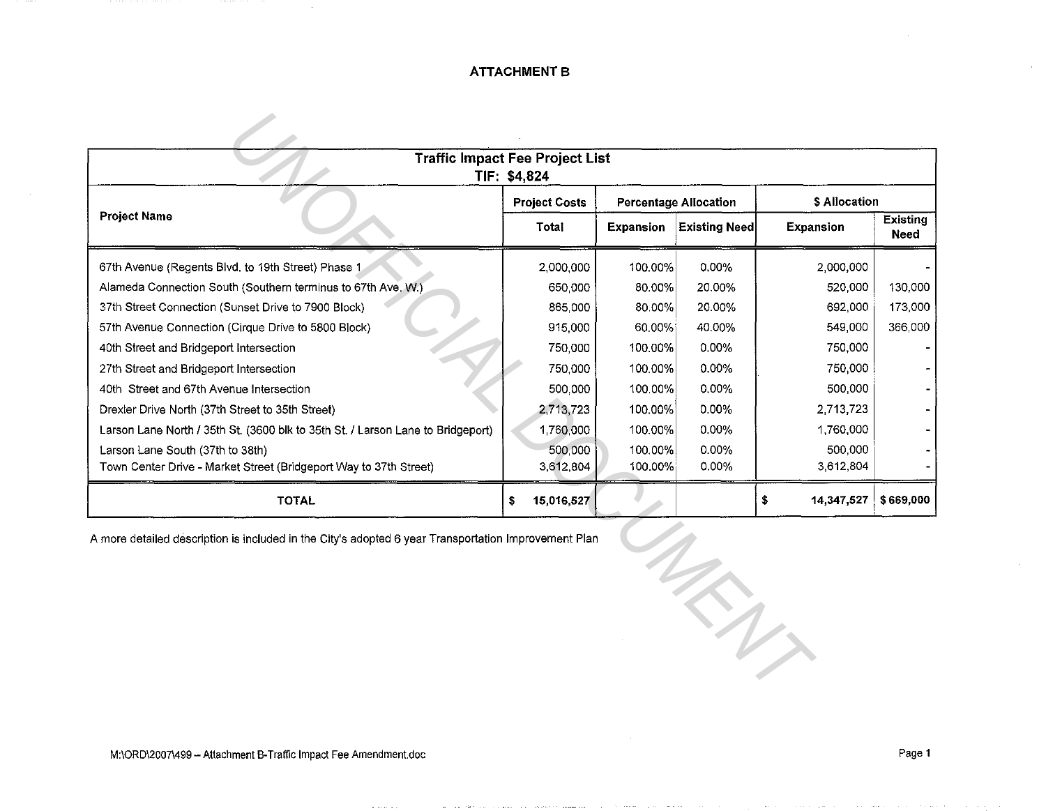**ATTACHMENT B**

| Traffic Impact Fee Project List<br>TIF: $4,824 | | | | | |
|---|---|---|---|---|---|
| **Project Name** | **Project Costs** | **Percentage Allocation** | | **$ Allocation** | |
| | **Total** | **Expansion** | **Existing Need** | **Expansion** | **Existing Need** |
| 67th Avenue (Regents Blvd. to 19th Street) Phase 1 | 2,000,000 | 100.00% | 0.00% | 2,000,000 | - |
| Alameda Connection South (Southern terminus to 67th Ave. W.) | 650,000 | 80.00% | 20.00% | 520,000 | 130,000 |
| 37th Street Connection (Sunset Drive to 7900 Block) | 865,000 | 80.00% | 20.00% | 692,000 | 173,000 |
| 57th Avenue Connection (Cirque Drive to 5800 Block) | 915,000 | 60.00% | 40.00% | 549,000 | 366,000 |
| 40th Street and Bridgeport Intersection | 750,000 | 100.00% | 0.00% | 750,000 | - |
| 27th Street and Bridgeport Intersection | 750,000 | 100.00% | 0.00% | 750,000 | - |
| 40th Street and 67th Avenue Intersection | 500,000 | 100.00% | 0.00% | 500,000 | - |
| Drexler Drive North (37th Street to 35th Street) | 2,713,723 | 100.00% | 0.00% | 2,713,723 | - |
| Larson Lane North / 35th St. (3600 blk to 35th St. / Larson Lane to Bridgeport) | 1,760,000 | 100.00% | 0.00% | 1,760,000 | - |
| Larson Lane South (37th to 38th) | 500,000 | 100.00% | 0.00% | 500,000 | - |
| Town Center Drive - Market Street (Bridgeport Way to 37th Street) | 3,612,804 | 100.00% | 0.00% | 3,612,804 | - |
| **TOTAL** | **$ 15,016,527** | | | **$ 14,347,527** | **$ 669,000** |

A more detailed description is included in the City's adopted 6 year Transportation Improvement Plan

M:\ORD\2007\499 -- Attachment B-Traffic Impact Fee Amendment.doc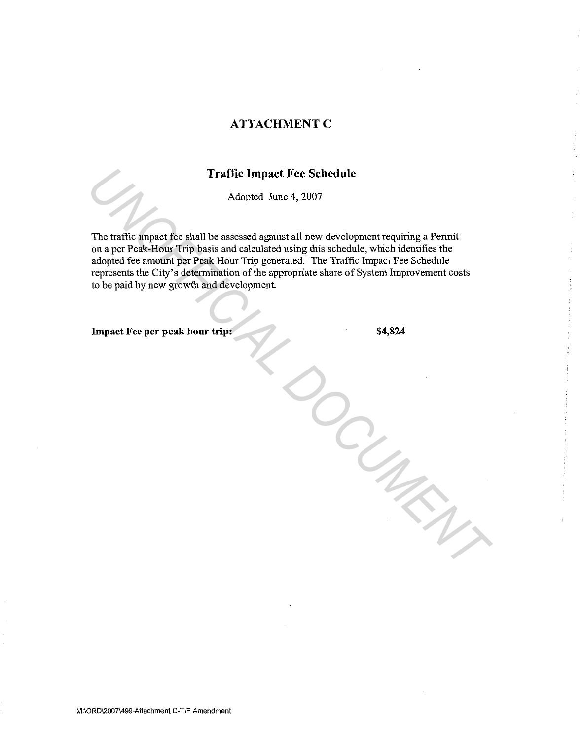# ATTACHMENT C

## Traffic Impact Fee Schedule

Adopted June 4, 2007

The traffic impact fee shall be assessed against all new development requiring a Permit on a per Peak-Hour Trip basis and calculated using this schedule, which identifies the adopted fee amount per Peak Hour Trip generated. The Traffic Impact Fee Schedule represents the City's determination of the appropriate share of System Improvement costs to be paid by new growth and development.

**Impact Fee per peak hour trip:** **$4,824**

M:\ORD\2007\499-Attachment C-TIF Amendment